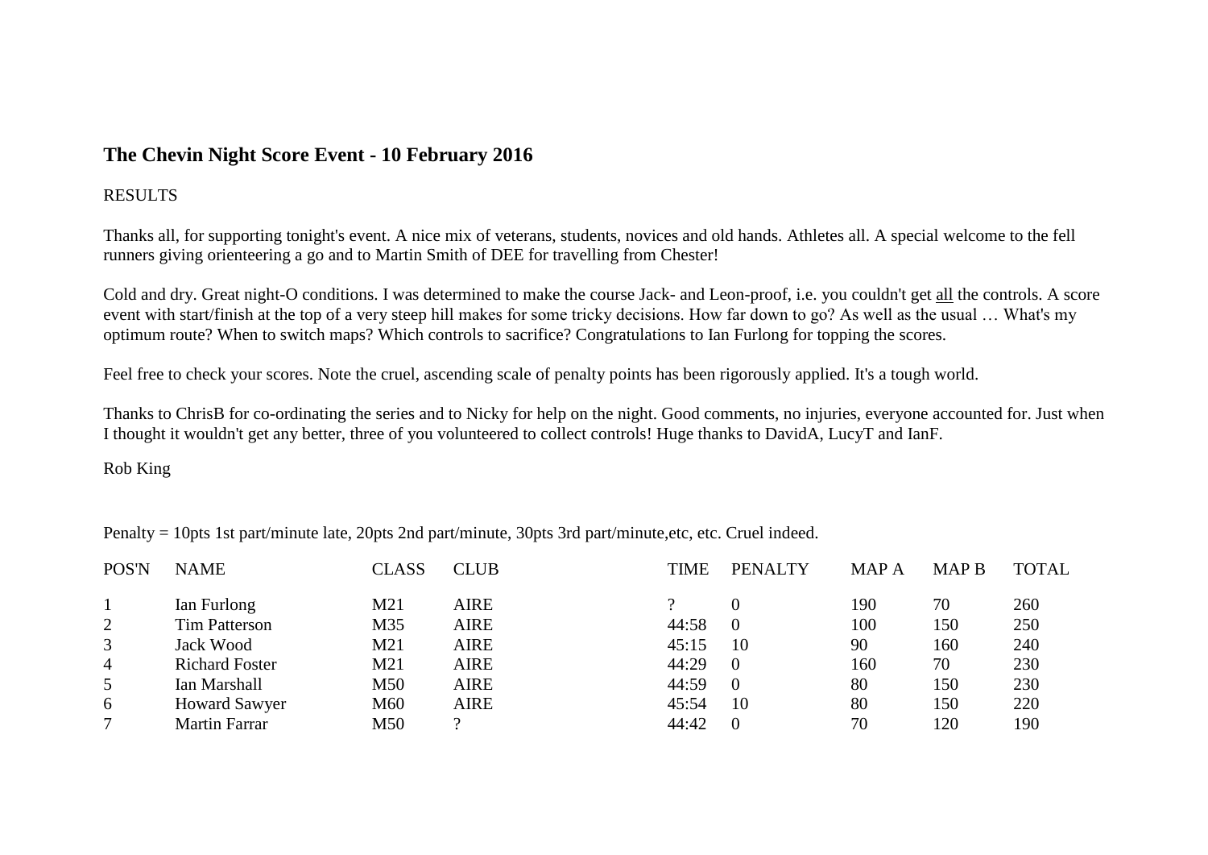# The Chevin Night Score Event - 10 February 2016

RESULTS

Thanks all, for supporting tonight's event. A nice mix of veterans, students, novices and old hands. Athletes all. A special welcome to the fell runners giving orienteering a go and to Martin Smith of DEE for travelling from Chester!

Cold and dry. Great night-O conditions. I was determined to make the course Jack- and Leon-proof, i.e. you couldn't get <u>all</u> the controls. A score event with start/finish at the top of a very steep hill makes for some tricky decisions. How far down to go? As well as the usual … What's my optimum route? When to switch maps? Which controls to sacrifice? Congratulations to Ian Furlong for topping the scores.

Feel free to check your scores. Note the cruel, ascending scale of penalty points has been rigorously applied. It's a tough world.

Thanks to ChrisB for co-ordinating the series and to Nicky for help on the night. Good comments, no injuries, everyone accounted for. Just when I thought it wouldn't get any better, three of you volunteered to collect controls! Huge thanks to DavidA, LucyT and IanF.

Rob King

Penalty = 10pts 1st part/minute late, 20pts 2nd part/minute, 30pts 3rd part/minute,etc, etc. Cruel indeed.

| POS'N | NAME | CLASS | CLUB | TIME | PENALTY | MAP A | MAP B | TOTAL |
|---|---|---|---|---|---|---|---|---|
| 1 | Ian Furlong | M21 | AIRE | ? | 0 | 190 | 70 | 260 |
| 2 | Tim Patterson | M35 | AIRE | 44:58 | 0 | 100 | 150 | 250 |
| 3 | Jack Wood | M21 | AIRE | 45:15 | 10 | 90 | 160 | 240 |
| 4 | Richard Foster | M21 | AIRE | 44:29 | 0 | 160 | 70 | 230 |
| 5 | Ian Marshall | M50 | AIRE | 44:59 | 0 | 80 | 150 | 230 |
| 6 | Howard Sawyer | M60 | AIRE | 45:54 | 10 | 80 | 150 | 220 |
| 7 | Martin Farrar | M50 | ? | 44:42 | 0 | 70 | 120 | 190 |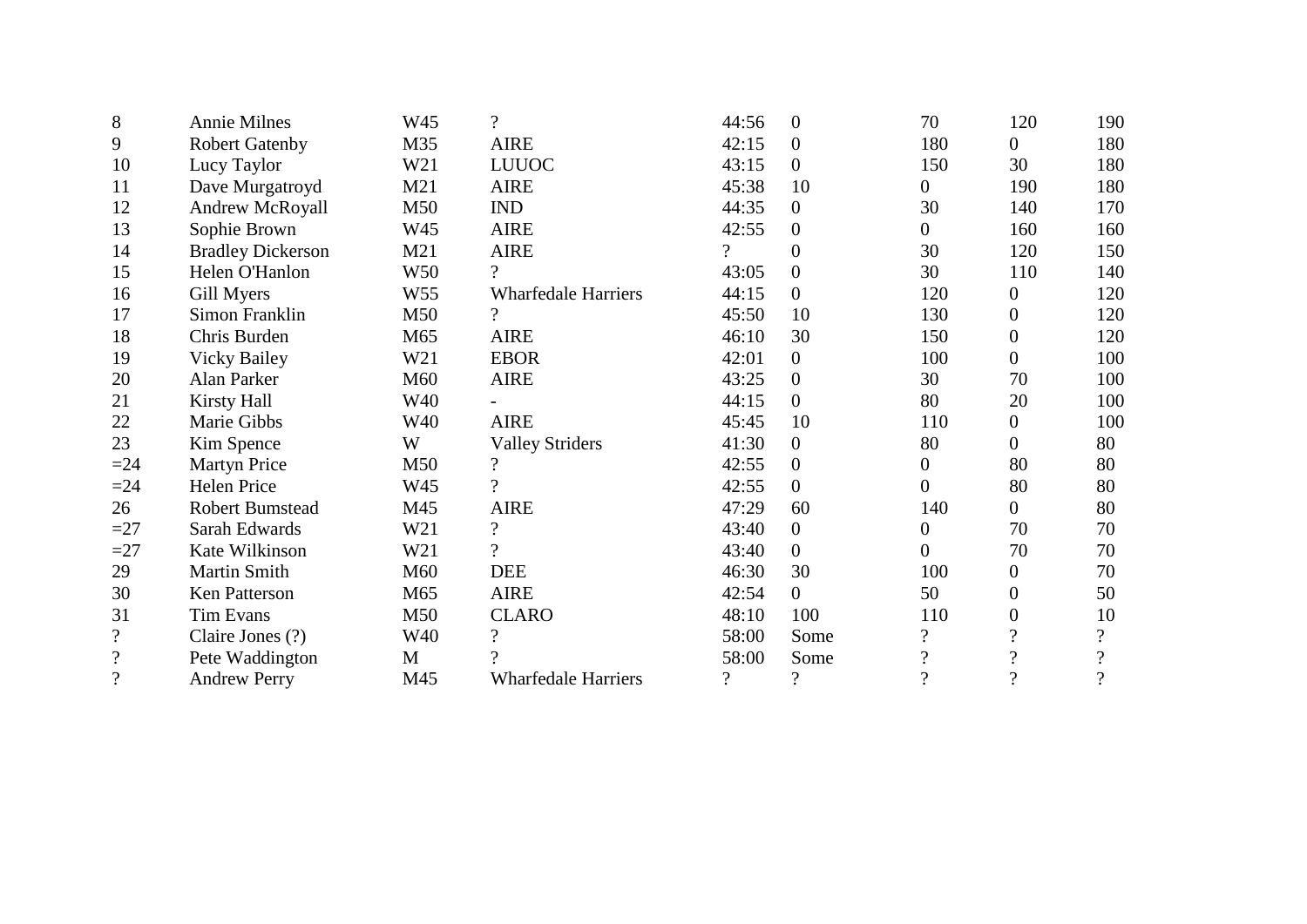| | | | | | | | | |
|---|---|---|---|---|---|---|---|---|
| 8 | Annie Milnes | W45 | ? | 44:56 | 0 | 70 | 120 | 190 |
| 9 | Robert Gatenby | M35 | AIRE | 42:15 | 0 | 180 | 0 | 180 |
| 10 | Lucy Taylor | W21 | LUUOC | 43:15 | 0 | 150 | 30 | 180 |
| 11 | Dave Murgatroyd | M21 | AIRE | 45:38 | 10 | 0 | 190 | 180 |
| 12 | Andrew McRoyall | M50 | IND | 44:35 | 0 | 30 | 140 | 170 |
| 13 | Sophie Brown | W45 | AIRE | 42:55 | 0 | 0 | 160 | 160 |
| 14 | Bradley Dickerson | M21 | AIRE | ? | 0 | 30 | 120 | 150 |
| 15 | Helen O'Hanlon | W50 | ? | 43:05 | 0 | 30 | 110 | 140 |
| 16 | Gill Myers | W55 | Wharfedale Harriers | 44:15 | 0 | 120 | 0 | 120 |
| 17 | Simon Franklin | M50 | ? | 45:50 | 10 | 130 | 0 | 120 |
| 18 | Chris Burden | M65 | AIRE | 46:10 | 30 | 150 | 0 | 120 |
| 19 | Vicky Bailey | W21 | EBOR | 42:01 | 0 | 100 | 0 | 100 |
| 20 | Alan Parker | M60 | AIRE | 43:25 | 0 | 30 | 70 | 100 |
| 21 | Kirsty Hall | W40 | - | 44:15 | 0 | 80 | 20 | 100 |
| 22 | Marie Gibbs | W40 | AIRE | 45:45 | 10 | 110 | 0 | 100 |
| 23 | Kim Spence | W | Valley Striders | 41:30 | 0 | 80 | 0 | 80 |
| =24 | Martyn Price | M50 | ? | 42:55 | 0 | 0 | 80 | 80 |
| =24 | Helen Price | W45 | ? | 42:55 | 0 | 0 | 80 | 80 |
| 26 | Robert Bumstead | M45 | AIRE | 47:29 | 60 | 140 | 0 | 80 |
| =27 | Sarah Edwards | W21 | ? | 43:40 | 0 | 0 | 70 | 70 |
| =27 | Kate Wilkinson | W21 | ? | 43:40 | 0 | 0 | 70 | 70 |
| 29 | Martin Smith | M60 | DEE | 46:30 | 30 | 100 | 0 | 70 |
| 30 | Ken Patterson | M65 | AIRE | 42:54 | 0 | 50 | 0 | 50 |
| 31 | Tim Evans | M50 | CLARO | 48:10 | 100 | 110 | 0 | 10 |
| ? | Claire Jones (?) | W40 | ? | 58:00 | Some | ? | ? | ? |
| ? | Pete Waddington | M | ? | 58:00 | Some | ? | ? | ? |
| ? | Andrew Perry | M45 | Wharfedale Harriers | ? | ? | ? | ? | ? |